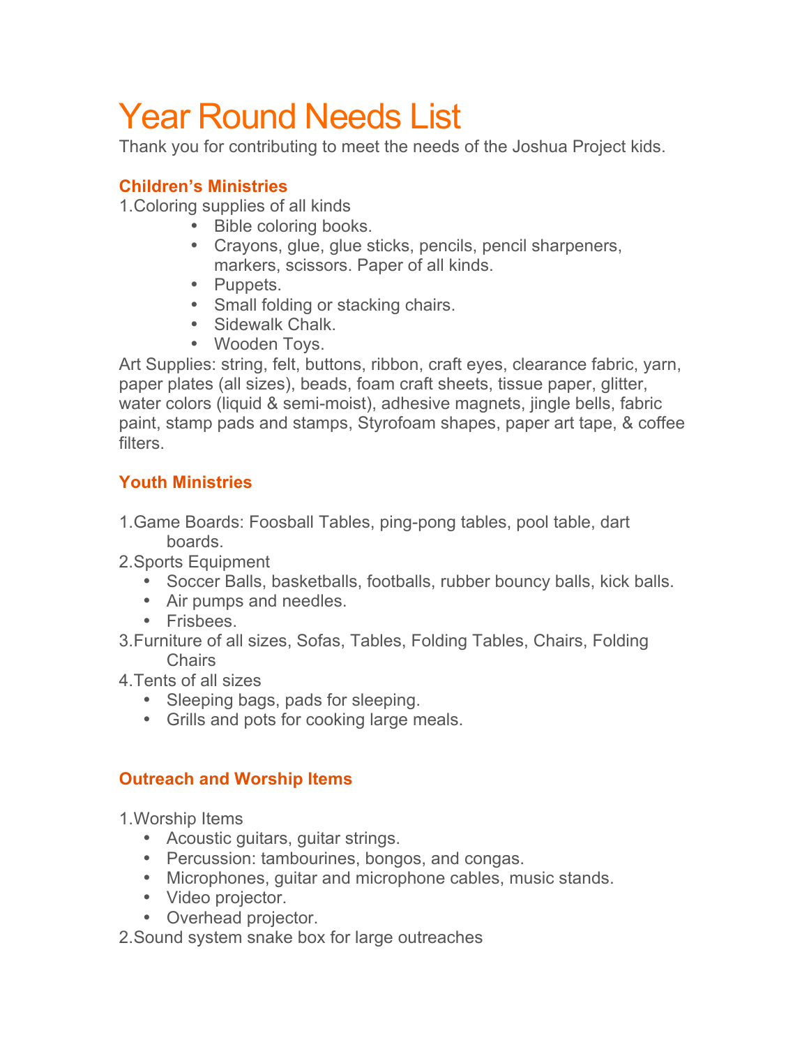# Year Round Needs List

Thank you for contributing to meet the needs of the Joshua Project kids.

### Children's Ministries

1. Coloring supplies of all kinds
    - Bible coloring books.
    - Crayons, glue, glue sticks, pencils, pencil sharpeners, markers, scissors. Paper of all kinds.
    - Puppets.
    - Small folding or stacking chairs.
    - Sidewalk Chalk.
    - Wooden Toys.

Art Supplies: string, felt, buttons, ribbon, craft eyes, clearance fabric, yarn, paper plates (all sizes), beads, foam craft sheets, tissue paper, glitter, water colors (liquid & semi-moist), adhesive magnets, jingle bells, fabric paint, stamp pads and stamps, Styrofoam shapes, paper art tape, & coffee filters.

### Youth Ministries

1. Game Boards: Foosball Tables, ping-pong tables, pool table, dart boards.
2. Sports Equipment
    - Soccer Balls, basketballs, footballs, rubber bouncy balls, kick balls.
    - Air pumps and needles.
    - Frisbees.
3. Furniture of all sizes, Sofas, Tables, Folding Tables, Chairs, Folding Chairs
4. Tents of all sizes
    - Sleeping bags, pads for sleeping.
    - Grills and pots for cooking large meals.

### Outreach and Worship Items

1. Worship Items
    - Acoustic guitars, guitar strings.
    - Percussion: tambourines, bongos, and congas.
    - Microphones, guitar and microphone cables, music stands.
    - Video projector.
    - Overhead projector.
2. Sound system snake box for large outreaches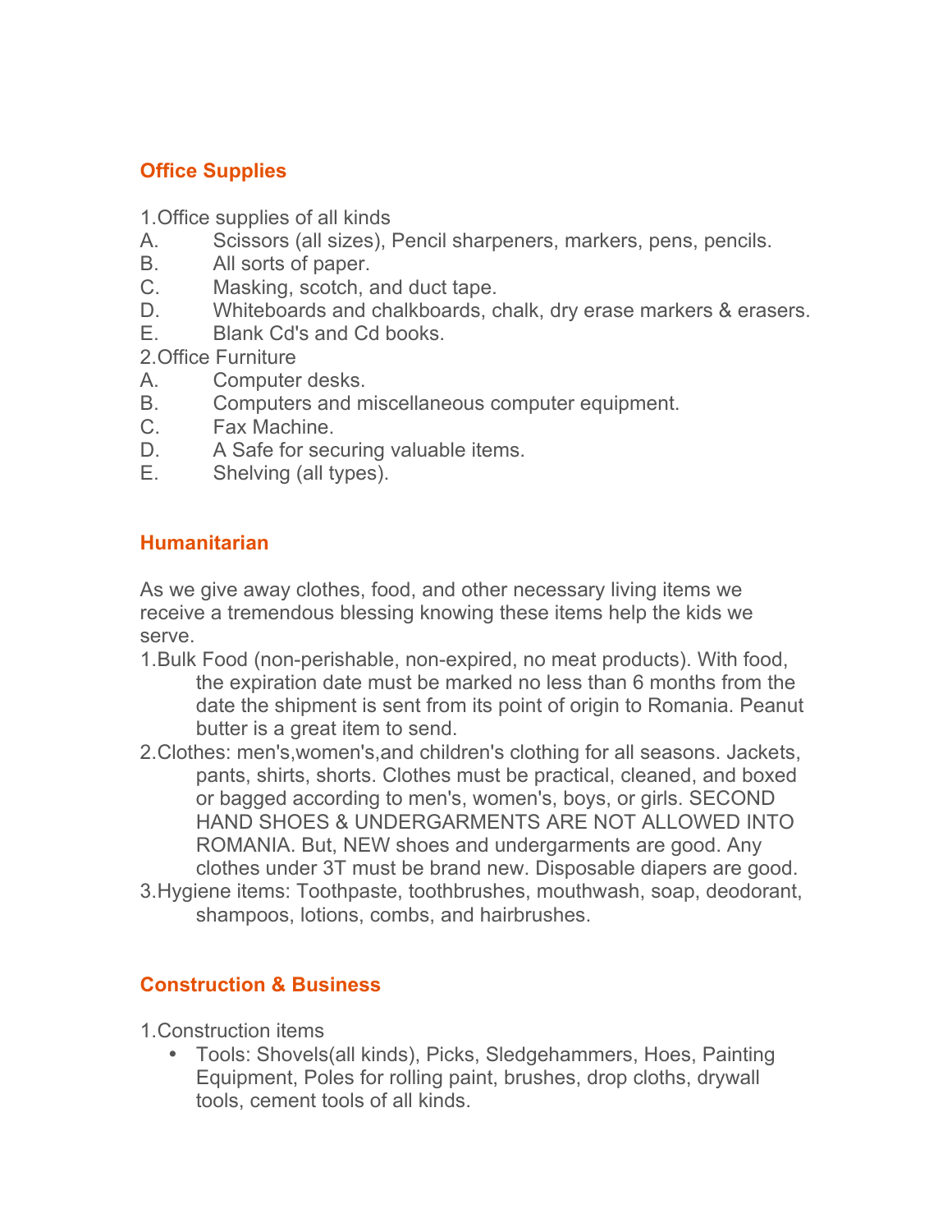## Office Supplies

1. Office supplies of all kinds
   - A. Scissors (all sizes), Pencil sharpeners, markers, pens, pencils.
   - B. All sorts of paper.
   - C. Masking, scotch, and duct tape.
   - D. Whiteboards and chalkboards, chalk, dry erase markers & erasers.
   - E. Blank Cd's and Cd books.
2. Office Furniture
   - A. Computer desks.
   - B. Computers and miscellaneous computer equipment.
   - C. Fax Machine.
   - D. A Safe for securing valuable items.
   - E. Shelving (all types).

## Humanitarian

As we give away clothes, food, and other necessary living items we receive a tremendous blessing knowing these items help the kids we serve.

1. Bulk Food (non-perishable, non-expired, no meat products). With food, the expiration date must be marked no less than 6 months from the date the shipment is sent from its point of origin to Romania. Peanut butter is a great item to send.
2. Clothes: men's, women's, and children's clothing for all seasons. Jackets, pants, shirts, shorts. Clothes must be practical, cleaned, and boxed or bagged according to men's, women's, boys, or girls. SECOND HAND SHOES & UNDERGARMENTS ARE NOT ALLOWED INTO ROMANIA. But, NEW shoes and undergarments are good. Any clothes under 3T must be brand new. Disposable diapers are good.
3. Hygiene items: Toothpaste, toothbrushes, mouthwash, soap, deodorant, shampoos, lotions, combs, and hairbrushes.

## Construction & Business

1. Construction items
   - Tools: Shovels(all kinds), Picks, Sledgehammers, Hoes, Painting Equipment, Poles for rolling paint, brushes, drop cloths, drywall tools, cement tools of all kinds.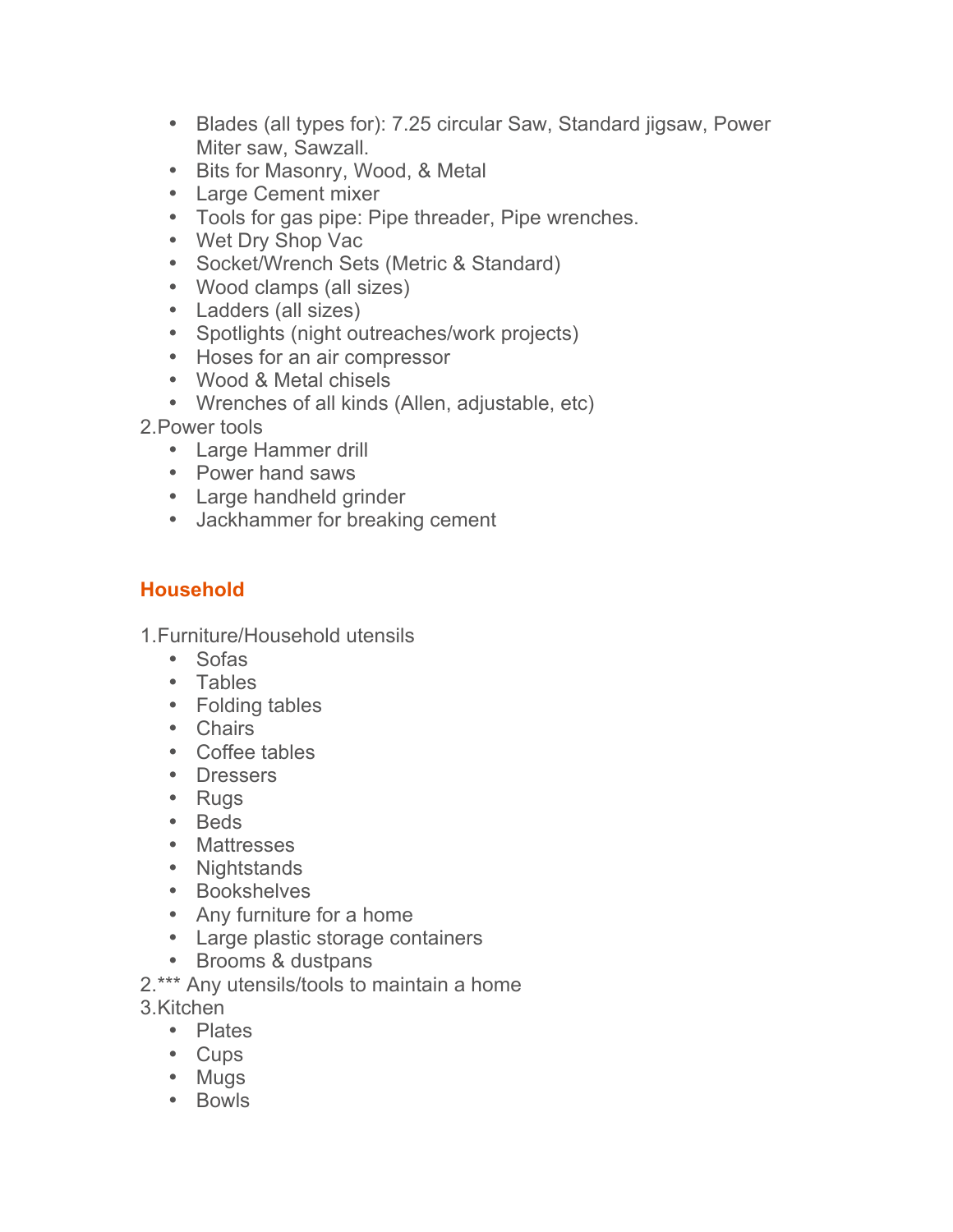- Blades (all types for): 7.25 circular Saw, Standard jigsaw, Power Miter saw, Sawzall.
- Bits for Masonry, Wood, & Metal
- Large Cement mixer
- Tools for gas pipe: Pipe threader, Pipe wrenches.
- Wet Dry Shop Vac
- Socket/Wrench Sets (Metric & Standard)
- Wood clamps (all sizes)
- Ladders (all sizes)
- Spotlights (night outreaches/work projects)
- Hoses for an air compressor
- Wood & Metal chisels
- Wrenches of all kinds (Allen, adjustable, etc)

2.Power tools

- Large Hammer drill
- Power hand saws
- Large handheld grinder
- Jackhammer for breaking cement

## Household

1.Furniture/Household utensils

- Sofas
- Tables
- Folding tables
- Chairs
- Coffee tables
- Dressers
- Rugs
- Beds
- Mattresses
- Nightstands
- Bookshelves
- Any furniture for a home
- Large plastic storage containers
- Brooms & dustpans

2.*** Any utensils/tools to maintain a home

3.Kitchen

- Plates
- Cups
- Mugs
- Bowls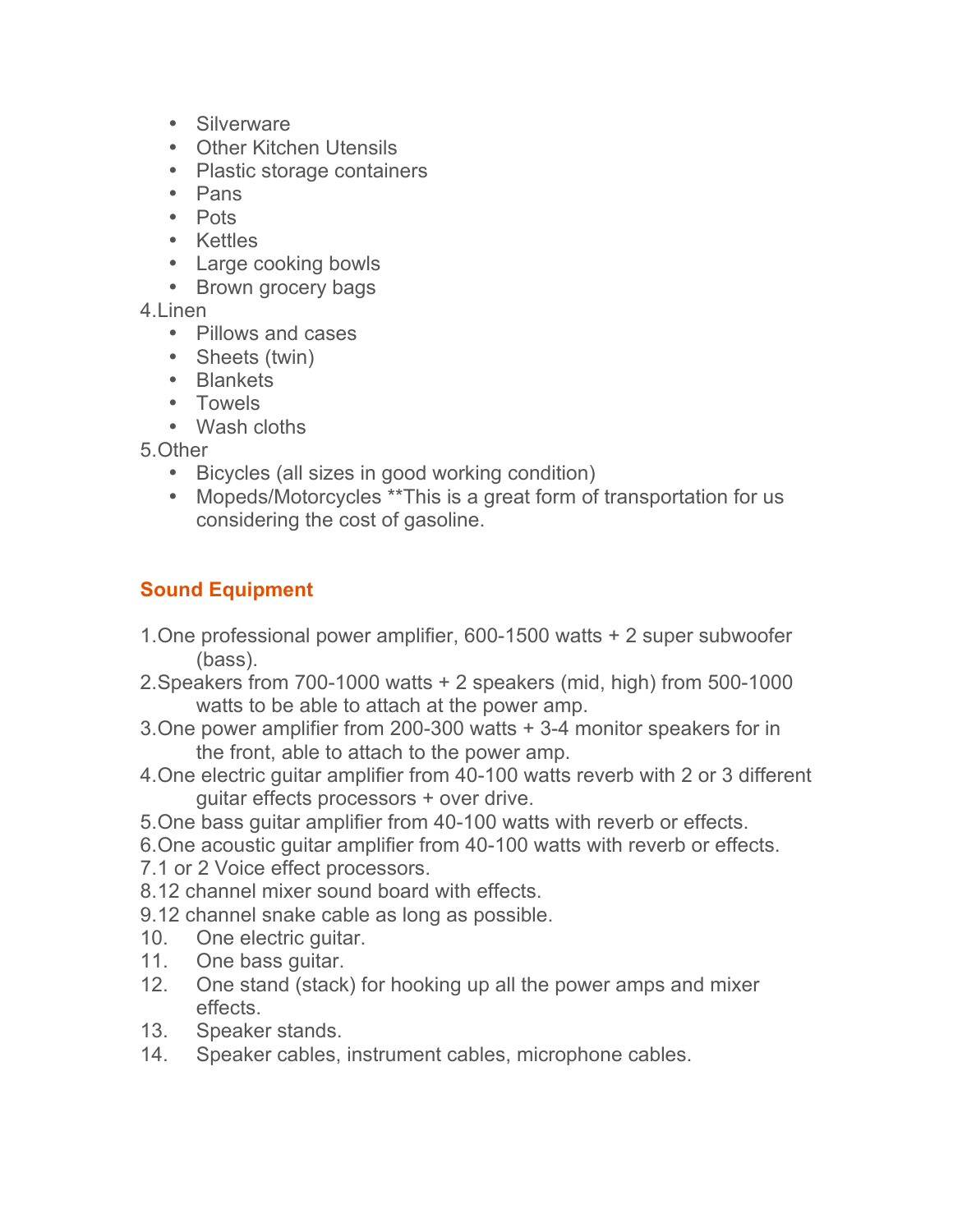- Silverware
- Other Kitchen Utensils
- Plastic storage containers
- Pans
- Pots
- Kettles
- Large cooking bowls
- Brown grocery bags

4. Linen
    - Pillows and cases
    - Sheets (twin)
    - Blankets
    - Towels
    - Wash cloths
5. Other
    - Bicycles (all sizes in good working condition)
    - Mopeds/Motorcycles **This is a great form of transportation for us considering the cost of gasoline.

## Sound Equipment

1. One professional power amplifier, 600-1500 watts + 2 super subwoofer (bass).
2. Speakers from 700-1000 watts + 2 speakers (mid, high) from 500-1000 watts to be able to attach at the power amp.
3. One power amplifier from 200-300 watts + 3-4 monitor speakers for in the front, able to attach to the power amp.
4. One electric guitar amplifier from 40-100 watts reverb with 2 or 3 different guitar effects processors + over drive.
5. One bass guitar amplifier from 40-100 watts with reverb or effects.
6. One acoustic guitar amplifier from 40-100 watts with reverb or effects.
7. 1 or 2 Voice effect processors.
8. 12 channel mixer sound board with effects.
9. 12 channel snake cable as long as possible.
10. One electric guitar.
11. One bass guitar.
12. One stand (stack) for hooking up all the power amps and mixer effects.
13. Speaker stands.
14. Speaker cables, instrument cables, microphone cables.